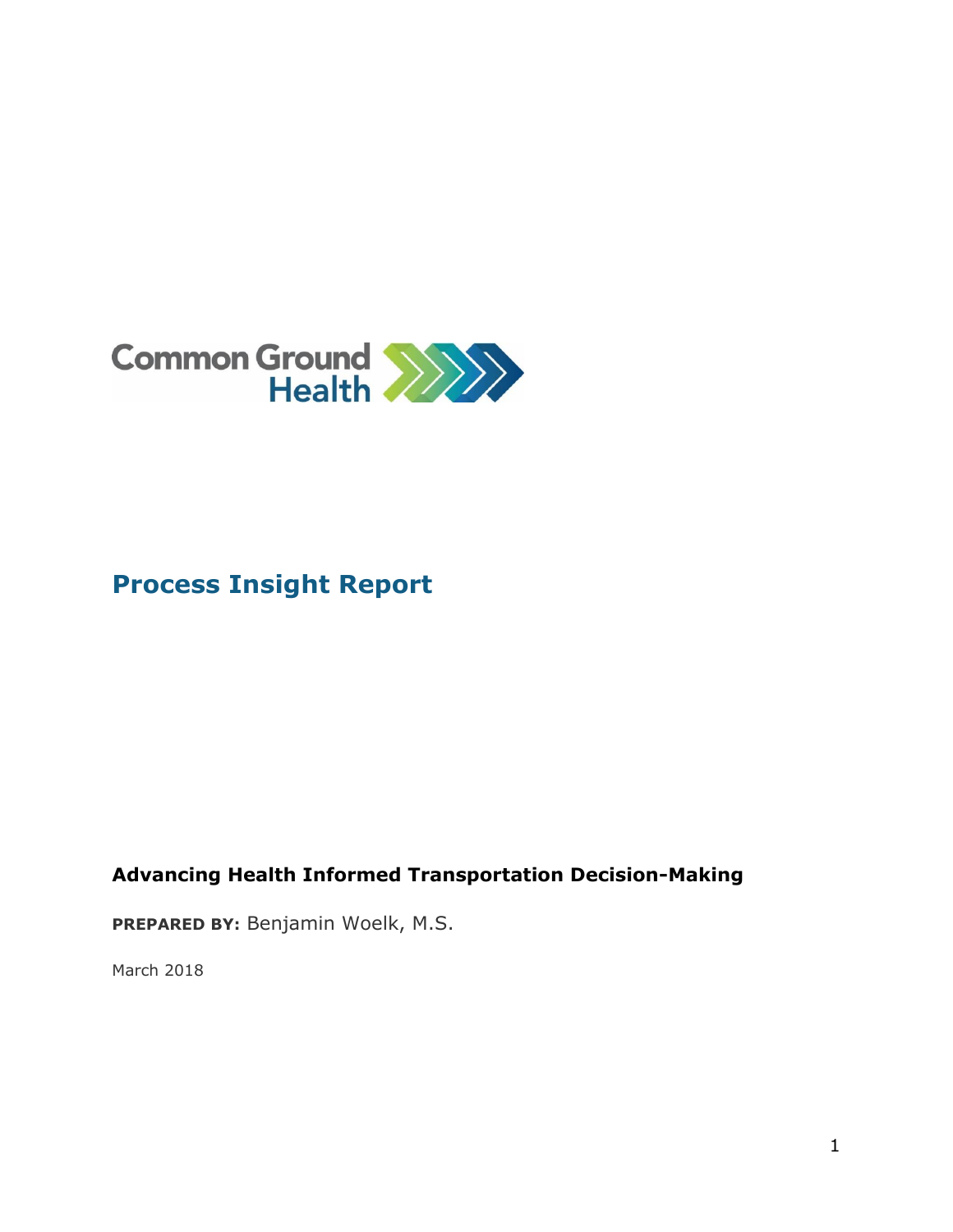Common Ground Health

# Process Insight Report

**Advancing Health Informed Transportation Decision-Making**

**PREPARED BY:** Benjamin Woelk, M.S.

March 2018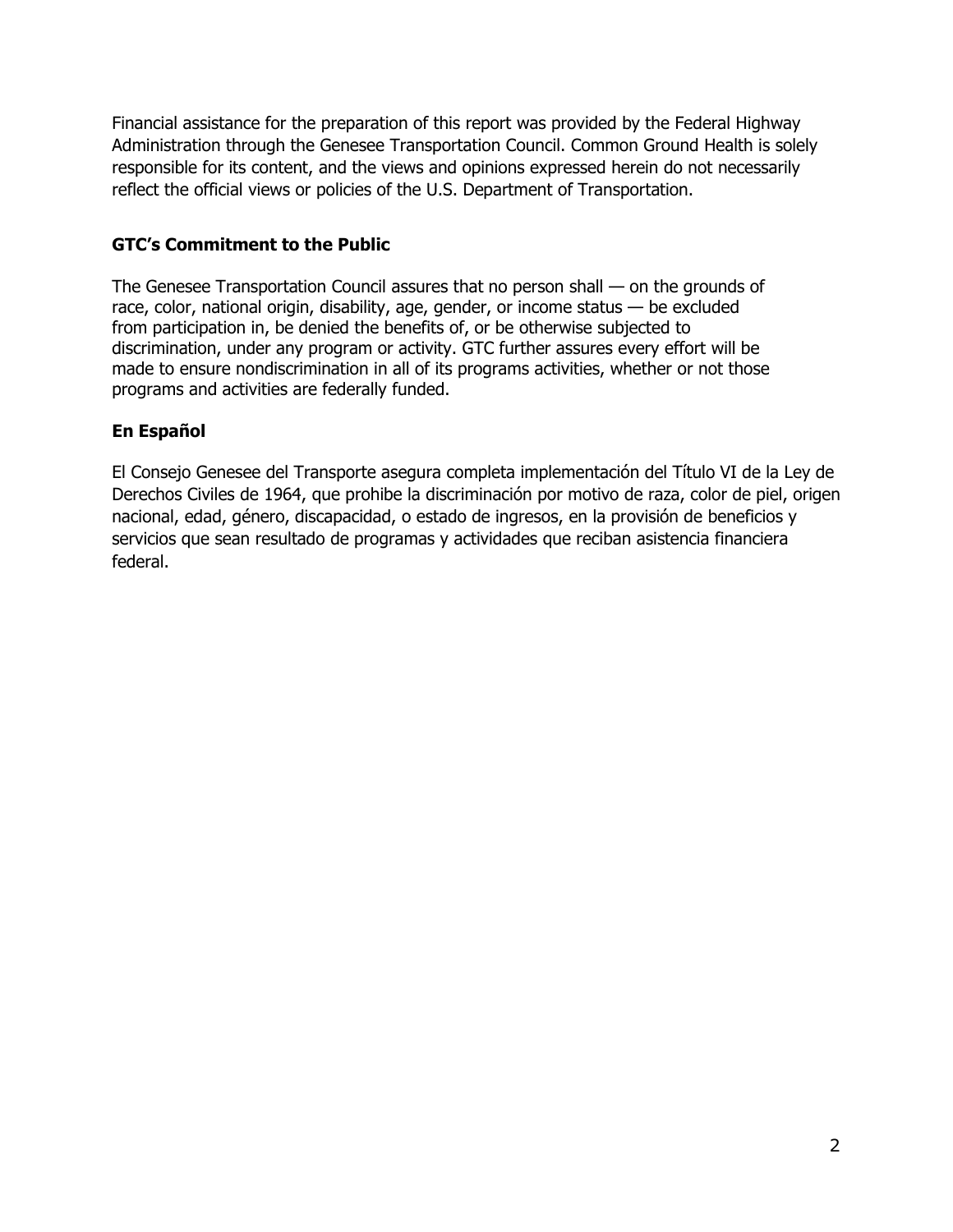Financial assistance for the preparation of this report was provided by the Federal Highway Administration through the Genesee Transportation Council. Common Ground Health is solely responsible for its content, and the views and opinions expressed herein do not necessarily reflect the official views or policies of the U.S. Department of Transportation.

**GTC's Commitment to the Public**

The Genesee Transportation Council assures that no person shall — on the grounds of race, color, national origin, disability, age, gender, or income status — be excluded from participation in, be denied the benefits of, or be otherwise subjected to discrimination, under any program or activity. GTC further assures every effort will be made to ensure nondiscrimination in all of its programs activities, whether or not those programs and activities are federally funded.

**En Español**

El Consejo Genesee del Transporte asegura completa implementación del Título VI de la Ley de Derechos Civiles de 1964, que prohibe la discriminación por motivo de raza, color de piel, origen nacional, edad, género, discapacidad, o estado de ingresos, en la provisión de beneficios y servicios que sean resultado de programas y actividades que reciban asistencia financiera federal.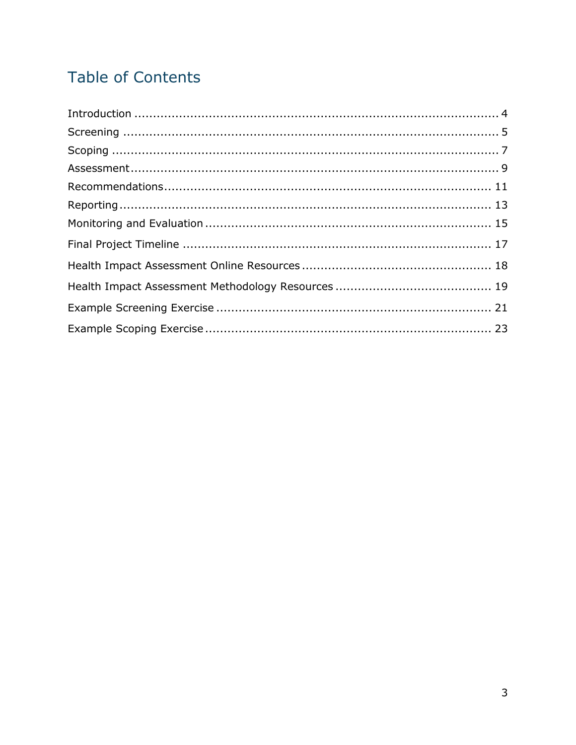# Table of Contents

| | |
|---|---|
| Introduction | 4 |
| Screening | 5 |
| Scoping | 7 |
| Assessment | 9 |
| Recommendations | 11 |
| Reporting | 13 |
| Monitoring and Evaluation | 15 |
| Final Project Timeline | 17 |
| Health Impact Assessment Online Resources | 18 |
| Health Impact Assessment Methodology Resources | 19 |
| Example Screening Exercise | 21 |
| Example Scoping Exercise | 23 |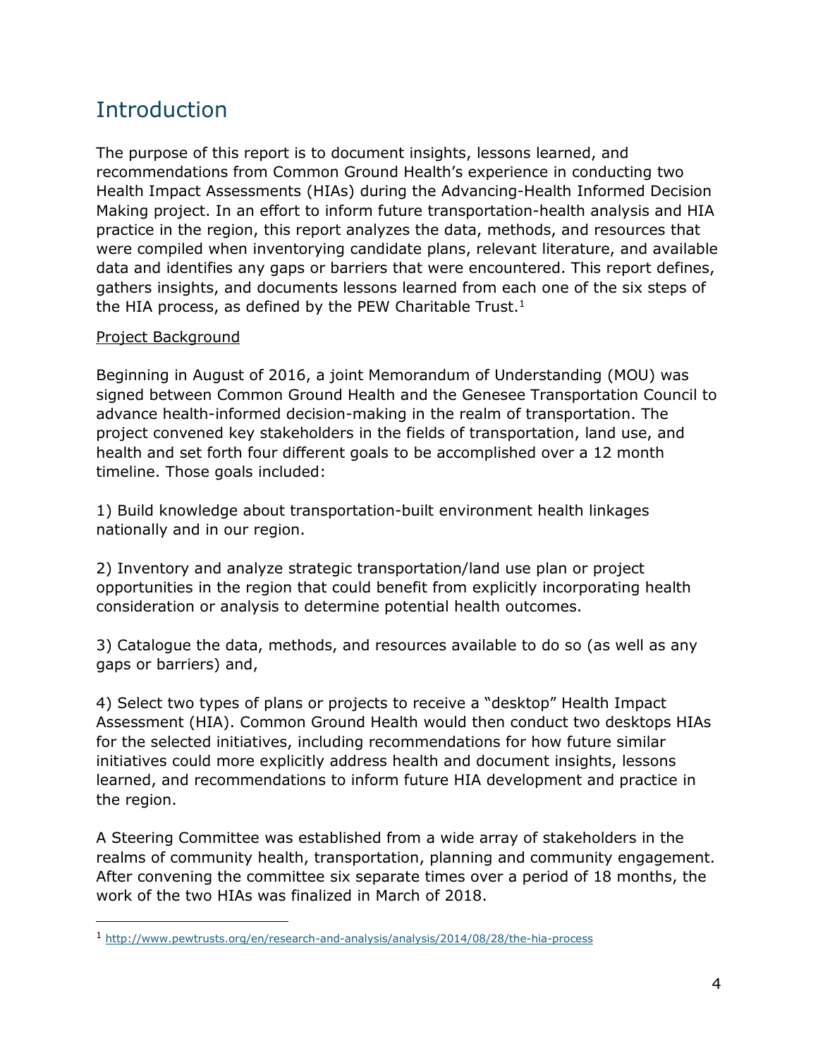# Introduction

The purpose of this report is to document insights, lessons learned, and recommendations from Common Ground Health's experience in conducting two Health Impact Assessments (HIAs) during the Advancing-Health Informed Decision Making project. In an effort to inform future transportation-health analysis and HIA practice in the region, this report analyzes the data, methods, and resources that were compiled when inventorying candidate plans, relevant literature, and available data and identifies any gaps or barriers that were encountered. This report defines, gathers insights, and documents lessons learned from each one of the six steps of the HIA process, as defined by the PEW Charitable Trust.[1]

Project Background

Beginning in August of 2016, a joint Memorandum of Understanding (MOU) was signed between Common Ground Health and the Genesee Transportation Council to advance health-informed decision-making in the realm of transportation. The project convened key stakeholders in the fields of transportation, land use, and health and set forth four different goals to be accomplished over a 12 month timeline. Those goals included:

1) Build knowledge about transportation-built environment health linkages nationally and in our region.

2) Inventory and analyze strategic transportation/land use plan or project opportunities in the region that could benefit from explicitly incorporating health consideration or analysis to determine potential health outcomes.

3) Catalogue the data, methods, and resources available to do so (as well as any gaps or barriers) and,

4) Select two types of plans or projects to receive a "desktop" Health Impact Assessment (HIA). Common Ground Health would then conduct two desktops HIAs for the selected initiatives, including recommendations for how future similar initiatives could more explicitly address health and document insights, lessons learned, and recommendations to inform future HIA development and practice in the region.

A Steering Committee was established from a wide array of stakeholders in the realms of community health, transportation, planning and community engagement. After convening the committee six separate times over a period of 18 months, the work of the two HIAs was finalized in March of 2018.

[1] http://www.pewtrusts.org/en/research-and-analysis/analysis/2014/08/28/the-hia-process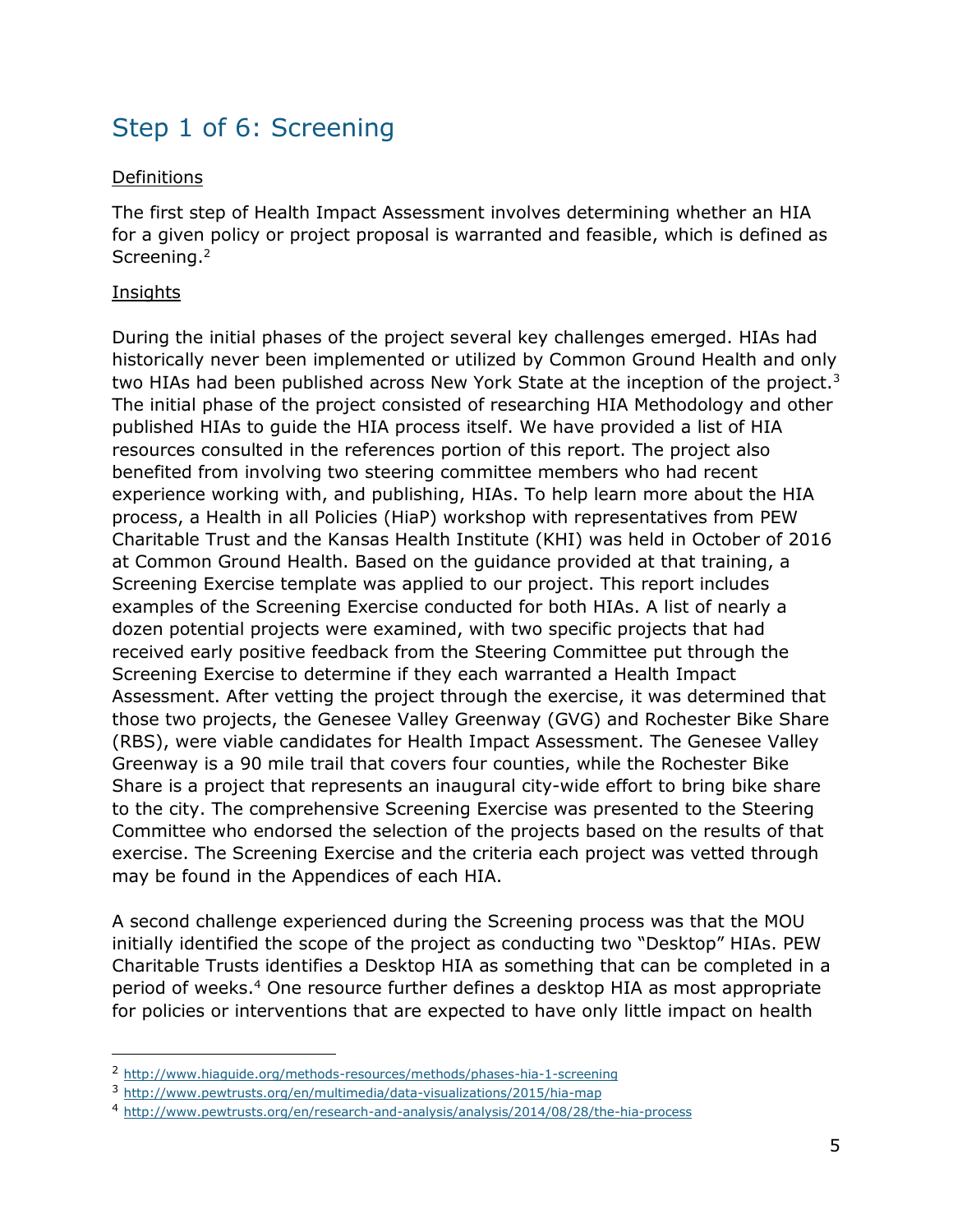## Step 1 of 6: Screening

Definitions

The first step of Health Impact Assessment involves determining whether an HIA for a given policy or project proposal is warranted and feasible, which is defined as Screening.[2]

Insights

During the initial phases of the project several key challenges emerged. HIAs had historically never been implemented or utilized by Common Ground Health and only two HIAs had been published across New York State at the inception of the project.[3] The initial phase of the project consisted of researching HIA Methodology and other published HIAs to guide the HIA process itself. We have provided a list of HIA resources consulted in the references portion of this report. The project also benefited from involving two steering committee members who had recent experience working with, and publishing, HIAs. To help learn more about the HIA process, a Health in all Policies (HiaP) workshop with representatives from PEW Charitable Trust and the Kansas Health Institute (KHI) was held in October of 2016 at Common Ground Health. Based on the guidance provided at that training, a Screening Exercise template was applied to our project. This report includes examples of the Screening Exercise conducted for both HIAs. A list of nearly a dozen potential projects were examined, with two specific projects that had received early positive feedback from the Steering Committee put through the Screening Exercise to determine if they each warranted a Health Impact Assessment. After vetting the project through the exercise, it was determined that those two projects, the Genesee Valley Greenway (GVG) and Rochester Bike Share (RBS), were viable candidates for Health Impact Assessment. The Genesee Valley Greenway is a 90 mile trail that covers four counties, while the Rochester Bike Share is a project that represents an inaugural city-wide effort to bring bike share to the city. The comprehensive Screening Exercise was presented to the Steering Committee who endorsed the selection of the projects based on the results of that exercise. The Screening Exercise and the criteria each project was vetted through may be found in the Appendices of each HIA.

A second challenge experienced during the Screening process was that the MOU initially identified the scope of the project as conducting two "Desktop" HIAs. PEW Charitable Trusts identifies a Desktop HIA as something that can be completed in a period of weeks.[4] One resource further defines a desktop HIA as most appropriate for policies or interventions that are expected to have only little impact on health

---

[2] http://www.hiaguide.org/methods-resources/methods/phases-hia-1-screening

[3] http://www.pewtrusts.org/en/multimedia/data-visualizations/2015/hia-map

[4] http://www.pewtrusts.org/en/research-and-analysis/analysis/2014/08/28/the-hia-process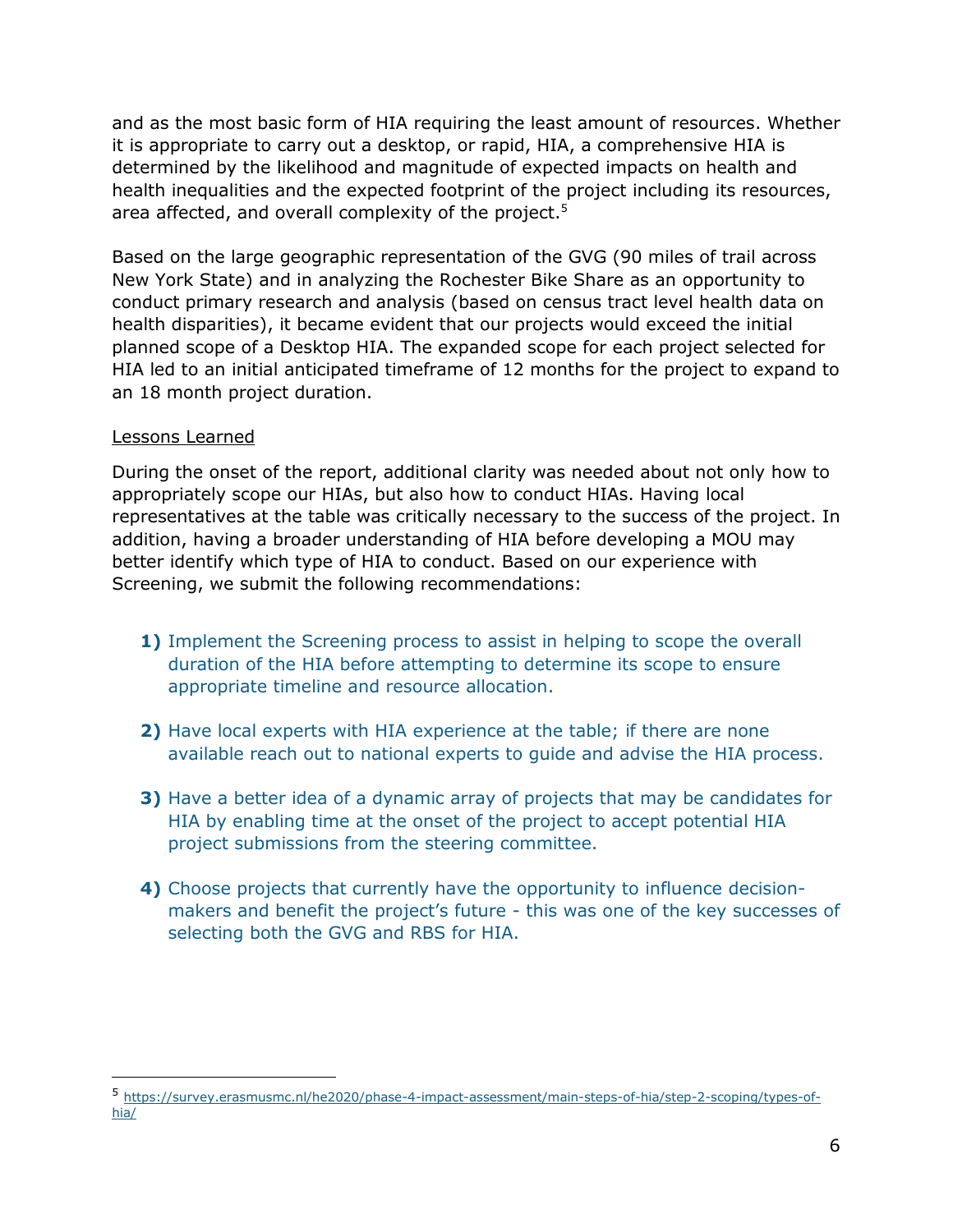and as the most basic form of HIA requiring the least amount of resources. Whether it is appropriate to carry out a desktop, or rapid, HIA, a comprehensive HIA is determined by the likelihood and magnitude of expected impacts on health and health inequalities and the expected footprint of the project including its resources, area affected, and overall complexity of the project.[5]

Based on the large geographic representation of the GVG (90 miles of trail across New York State) and in analyzing the Rochester Bike Share as an opportunity to conduct primary research and analysis (based on census tract level health data on health disparities), it became evident that our projects would exceed the initial planned scope of a Desktop HIA. The expanded scope for each project selected for HIA led to an initial anticipated timeframe of 12 months for the project to expand to an 18 month project duration.

<u>Lessons Learned</u>

During the onset of the report, additional clarity was needed about not only how to appropriately scope our HIAs, but also how to conduct HIAs. Having local representatives at the table was critically necessary to the success of the project. In addition, having a broader understanding of HIA before developing a MOU may better identify which type of HIA to conduct. Based on our experience with Screening, we submit the following recommendations:

1) Implement the Screening process to assist in helping to scope the overall duration of the HIA before attempting to determine its scope to ensure appropriate timeline and resource allocation.

2) Have local experts with HIA experience at the table; if there are none available reach out to national experts to guide and advise the HIA process.

3) Have a better idea of a dynamic array of projects that may be candidates for HIA by enabling time at the onset of the project to accept potential HIA project submissions from the steering committee.

4) Choose projects that currently have the opportunity to influence decision-makers and benefit the project's future - this was one of the key successes of selecting both the GVG and RBS for HIA.

[5] https://survey.erasmusmc.nl/he2020/phase-4-impact-assessment/main-steps-of-hia/step-2-scoping/types-of-hia/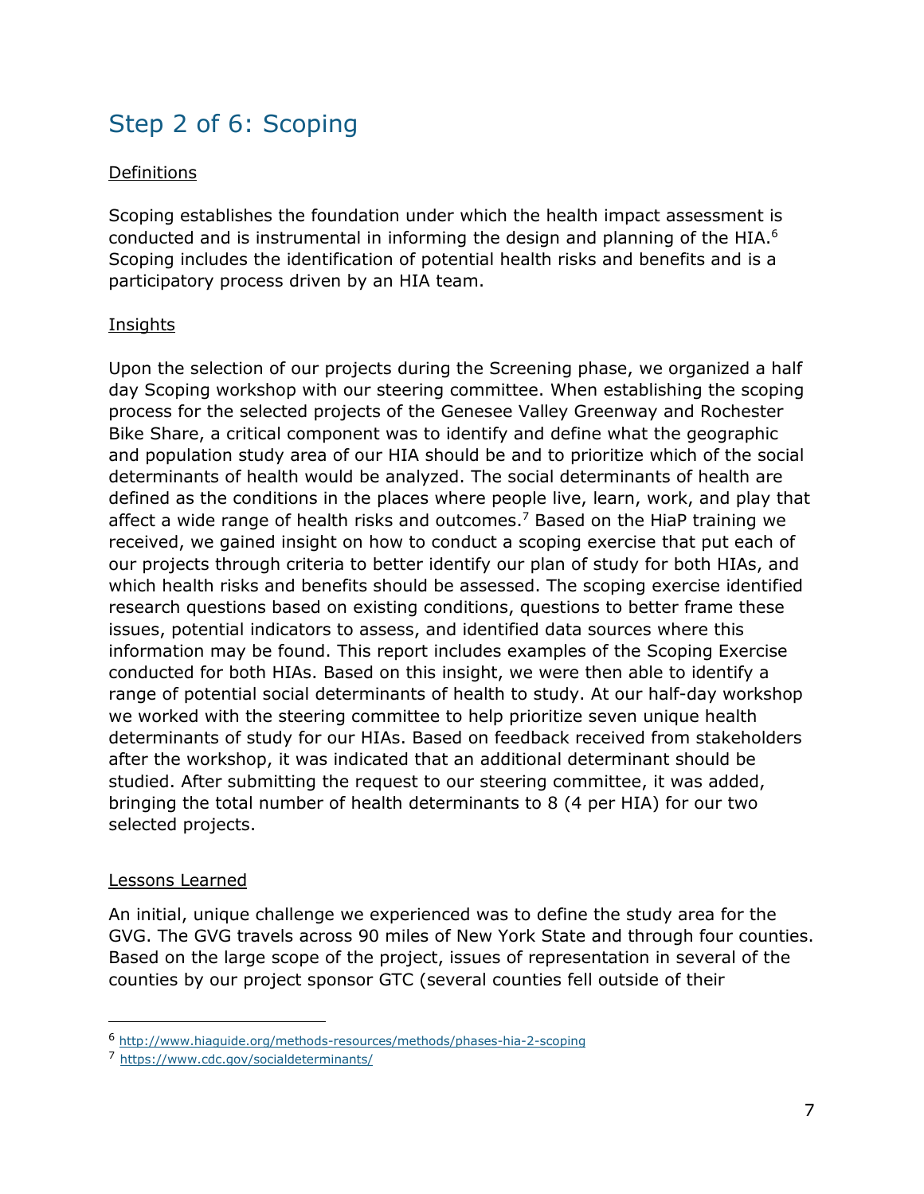## Step 2 of 6: Scoping

Definitions

Scoping establishes the foundation under which the health impact assessment is conducted and is instrumental in informing the design and planning of the HIA.[6] Scoping includes the identification of potential health risks and benefits and is a participatory process driven by an HIA team.

Insights

Upon the selection of our projects during the Screening phase, we organized a half day Scoping workshop with our steering committee. When establishing the scoping process for the selected projects of the Genesee Valley Greenway and Rochester Bike Share, a critical component was to identify and define what the geographic and population study area of our HIA should be and to prioritize which of the social determinants of health would be analyzed. The social determinants of health are defined as the conditions in the places where people live, learn, work, and play that affect a wide range of health risks and outcomes.[7] Based on the HiaP training we received, we gained insight on how to conduct a scoping exercise that put each of our projects through criteria to better identify our plan of study for both HIAs, and which health risks and benefits should be assessed. The scoping exercise identified research questions based on existing conditions, questions to better frame these issues, potential indicators to assess, and identified data sources where this information may be found. This report includes examples of the Scoping Exercise conducted for both HIAs. Based on this insight, we were then able to identify a range of potential social determinants of health to study. At our half-day workshop we worked with the steering committee to help prioritize seven unique health determinants of study for our HIAs. Based on feedback received from stakeholders after the workshop, it was indicated that an additional determinant should be studied. After submitting the request to our steering committee, it was added, bringing the total number of health determinants to 8 (4 per HIA) for our two selected projects.

Lessons Learned

An initial, unique challenge we experienced was to define the study area for the GVG. The GVG travels across 90 miles of New York State and through four counties. Based on the large scope of the project, issues of representation in several of the counties by our project sponsor GTC (several counties fell outside of their

[6] http://www.hiaguide.org/methods-resources/methods/phases-hia-2-scoping

[7] https://www.cdc.gov/socialdeterminants/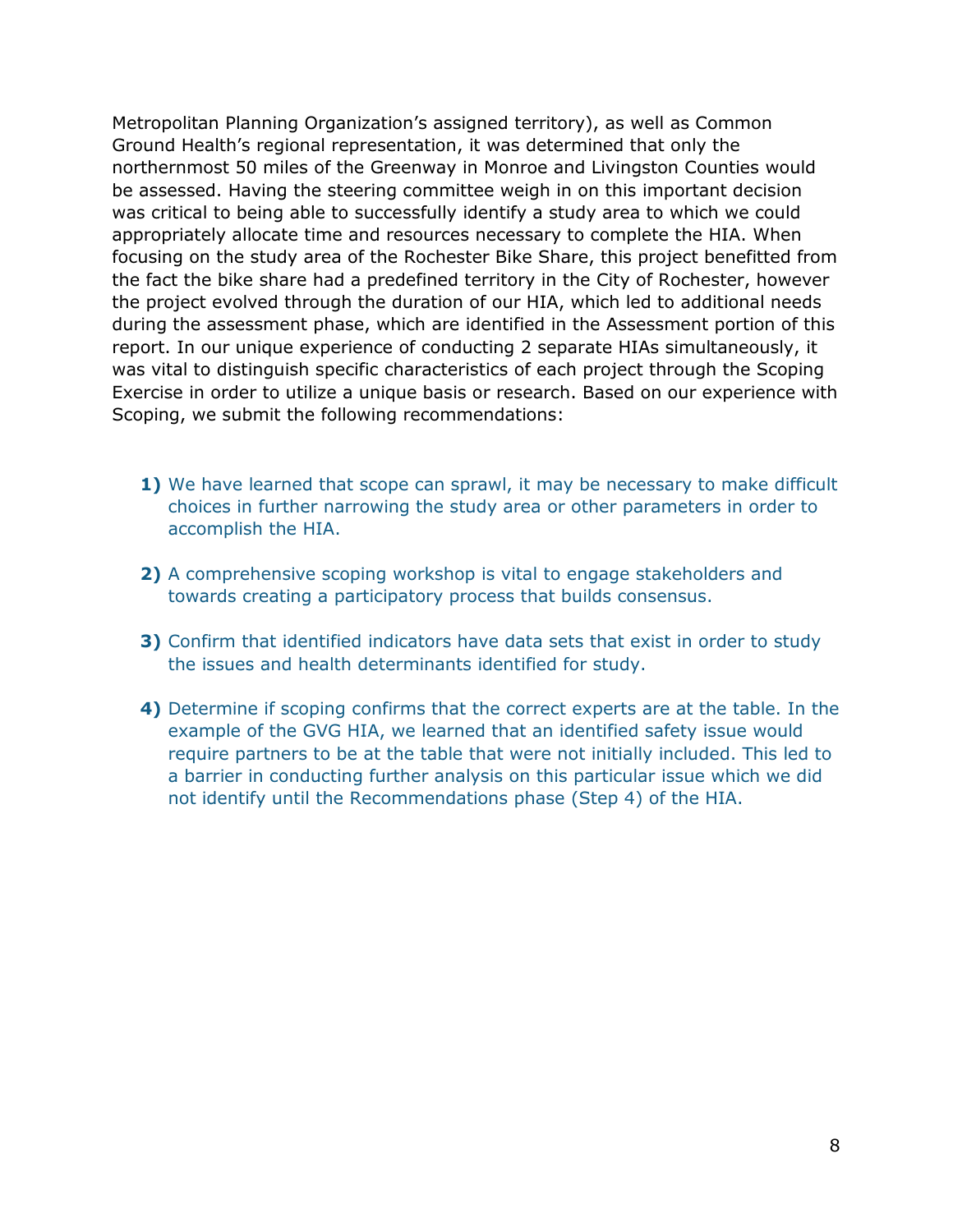Metropolitan Planning Organization's assigned territory), as well as Common Ground Health's regional representation, it was determined that only the northernmost 50 miles of the Greenway in Monroe and Livingston Counties would be assessed. Having the steering committee weigh in on this important decision was critical to being able to successfully identify a study area to which we could appropriately allocate time and resources necessary to complete the HIA. When focusing on the study area of the Rochester Bike Share, this project benefitted from the fact the bike share had a predefined territory in the City of Rochester, however the project evolved through the duration of our HIA, which led to additional needs during the assessment phase, which are identified in the Assessment portion of this report. In our unique experience of conducting 2 separate HIAs simultaneously, it was vital to distinguish specific characteristics of each project through the Scoping Exercise in order to utilize a unique basis or research. Based on our experience with Scoping, we submit the following recommendations:

1) We have learned that scope can sprawl, it may be necessary to make difficult choices in further narrowing the study area or other parameters in order to accomplish the HIA.

2) A comprehensive scoping workshop is vital to engage stakeholders and towards creating a participatory process that builds consensus.

3) Confirm that identified indicators have data sets that exist in order to study the issues and health determinants identified for study.

4) Determine if scoping confirms that the correct experts are at the table. In the example of the GVG HIA, we learned that an identified safety issue would require partners to be at the table that were not initially included. This led to a barrier in conducting further analysis on this particular issue which we did not identify until the Recommendations phase (Step 4) of the HIA.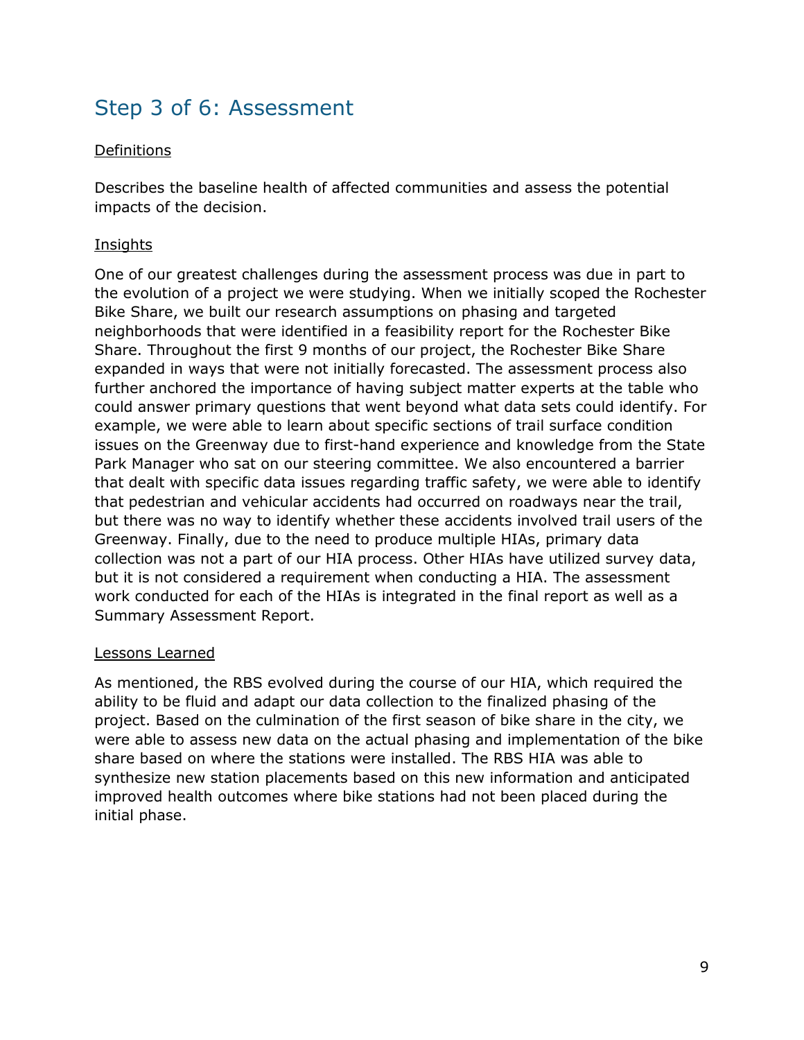## Step 3 of 6: Assessment

Definitions

Describes the baseline health of affected communities and assess the potential impacts of the decision.

Insights

One of our greatest challenges during the assessment process was due in part to the evolution of a project we were studying. When we initially scoped the Rochester Bike Share, we built our research assumptions on phasing and targeted neighborhoods that were identified in a feasibility report for the Rochester Bike Share. Throughout the first 9 months of our project, the Rochester Bike Share expanded in ways that were not initially forecasted. The assessment process also further anchored the importance of having subject matter experts at the table who could answer primary questions that went beyond what data sets could identify. For example, we were able to learn about specific sections of trail surface condition issues on the Greenway due to first-hand experience and knowledge from the State Park Manager who sat on our steering committee. We also encountered a barrier that dealt with specific data issues regarding traffic safety, we were able to identify that pedestrian and vehicular accidents had occurred on roadways near the trail, but there was no way to identify whether these accidents involved trail users of the Greenway. Finally, due to the need to produce multiple HIAs, primary data collection was not a part of our HIA process. Other HIAs have utilized survey data, but it is not considered a requirement when conducting a HIA. The assessment work conducted for each of the HIAs is integrated in the final report as well as a Summary Assessment Report.

Lessons Learned

As mentioned, the RBS evolved during the course of our HIA, which required the ability to be fluid and adapt our data collection to the finalized phasing of the project. Based on the culmination of the first season of bike share in the city, we were able to assess new data on the actual phasing and implementation of the bike share based on where the stations were installed. The RBS HIA was able to synthesize new station placements based on this new information and anticipated improved health outcomes where bike stations had not been placed during the initial phase.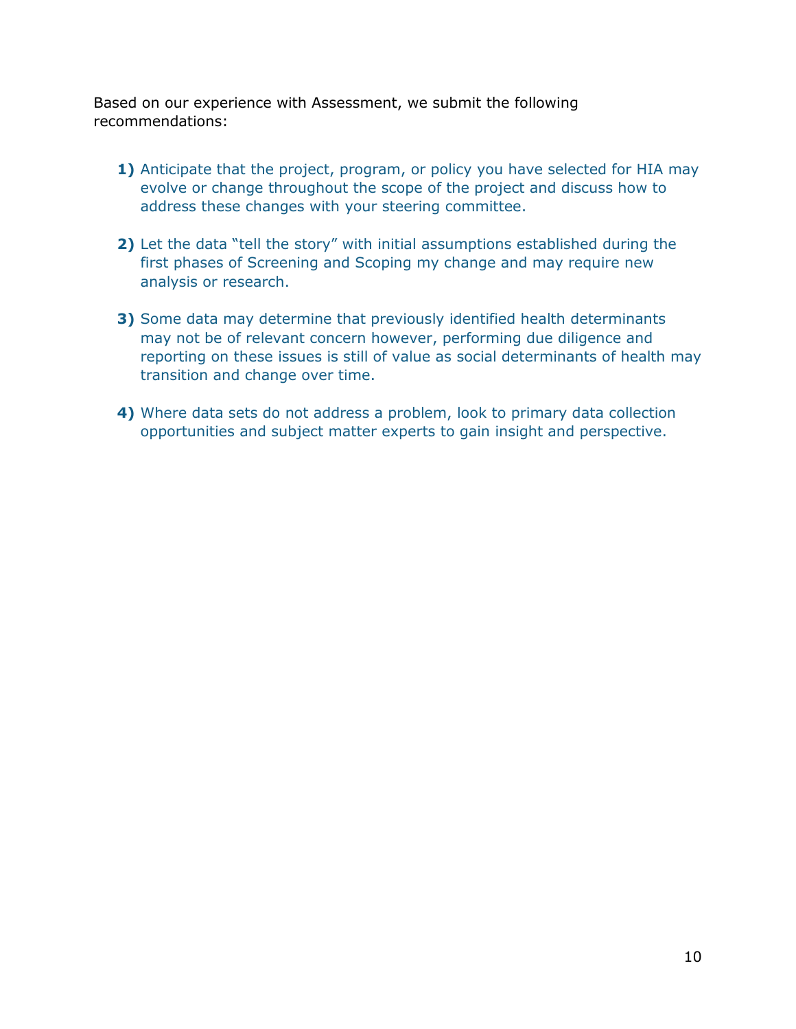Based on our experience with Assessment, we submit the following recommendations:

**1)** Anticipate that the project, program, or policy you have selected for HIA may evolve or change throughout the scope of the project and discuss how to address these changes with your steering committee.

**2)** Let the data "tell the story" with initial assumptions established during the first phases of Screening and Scoping my change and may require new analysis or research.

**3)** Some data may determine that previously identified health determinants may not be of relevant concern however, performing due diligence and reporting on these issues is still of value as social determinants of health may transition and change over time.

**4)** Where data sets do not address a problem, look to primary data collection opportunities and subject matter experts to gain insight and perspective.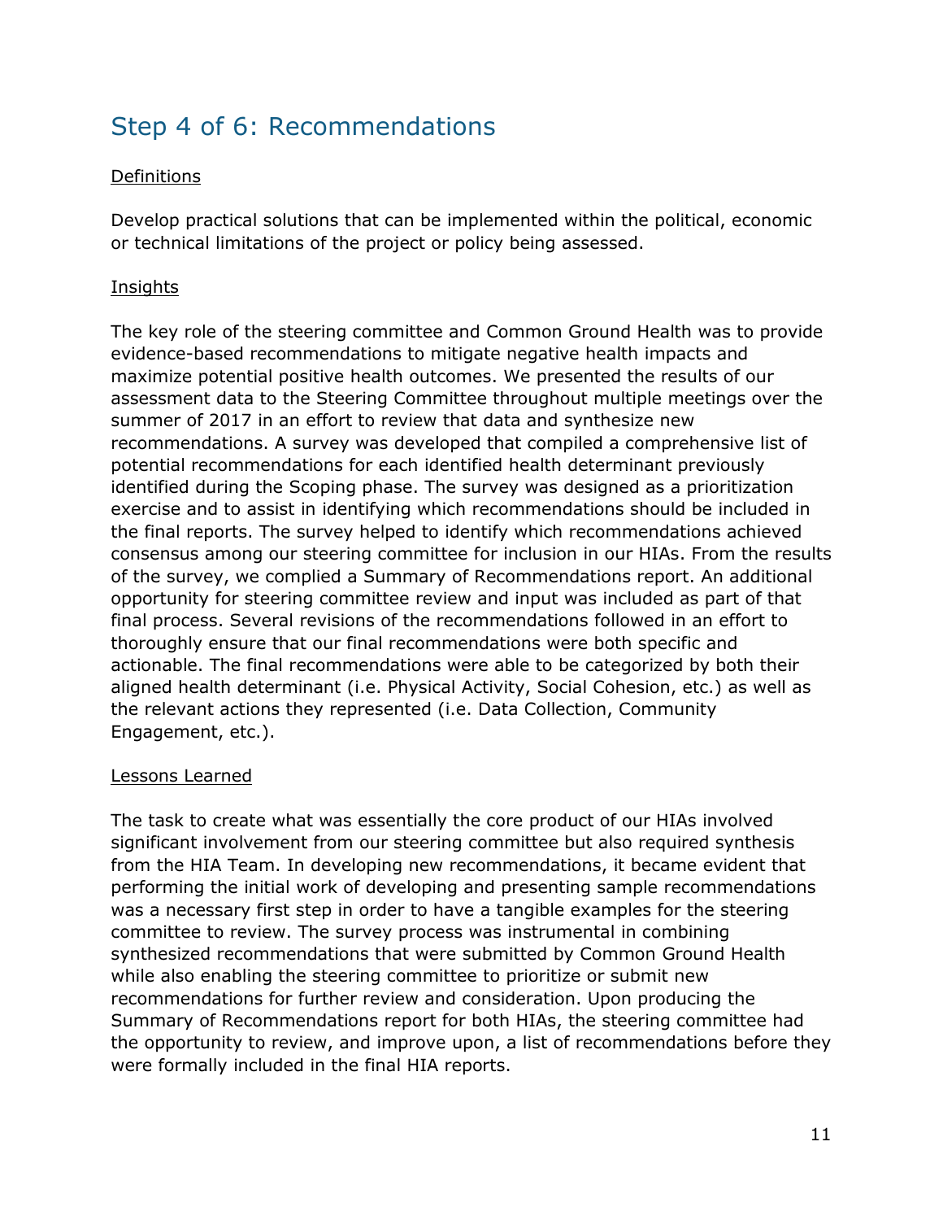## Step 4 of 6: Recommendations

Definitions

Develop practical solutions that can be implemented within the political, economic or technical limitations of the project or policy being assessed.

Insights

The key role of the steering committee and Common Ground Health was to provide evidence-based recommendations to mitigate negative health impacts and maximize potential positive health outcomes. We presented the results of our assessment data to the Steering Committee throughout multiple meetings over the summer of 2017 in an effort to review that data and synthesize new recommendations. A survey was developed that compiled a comprehensive list of potential recommendations for each identified health determinant previously identified during the Scoping phase. The survey was designed as a prioritization exercise and to assist in identifying which recommendations should be included in the final reports. The survey helped to identify which recommendations achieved consensus among our steering committee for inclusion in our HIAs. From the results of the survey, we complied a Summary of Recommendations report. An additional opportunity for steering committee review and input was included as part of that final process. Several revisions of the recommendations followed in an effort to thoroughly ensure that our final recommendations were both specific and actionable. The final recommendations were able to be categorized by both their aligned health determinant (i.e. Physical Activity, Social Cohesion, etc.) as well as the relevant actions they represented (i.e. Data Collection, Community Engagement, etc.).

Lessons Learned

The task to create what was essentially the core product of our HIAs involved significant involvement from our steering committee but also required synthesis from the HIA Team. In developing new recommendations, it became evident that performing the initial work of developing and presenting sample recommendations was a necessary first step in order to have a tangible examples for the steering committee to review. The survey process was instrumental in combining synthesized recommendations that were submitted by Common Ground Health while also enabling the steering committee to prioritize or submit new recommendations for further review and consideration. Upon producing the Summary of Recommendations report for both HIAs, the steering committee had the opportunity to review, and improve upon, a list of recommendations before they were formally included in the final HIA reports.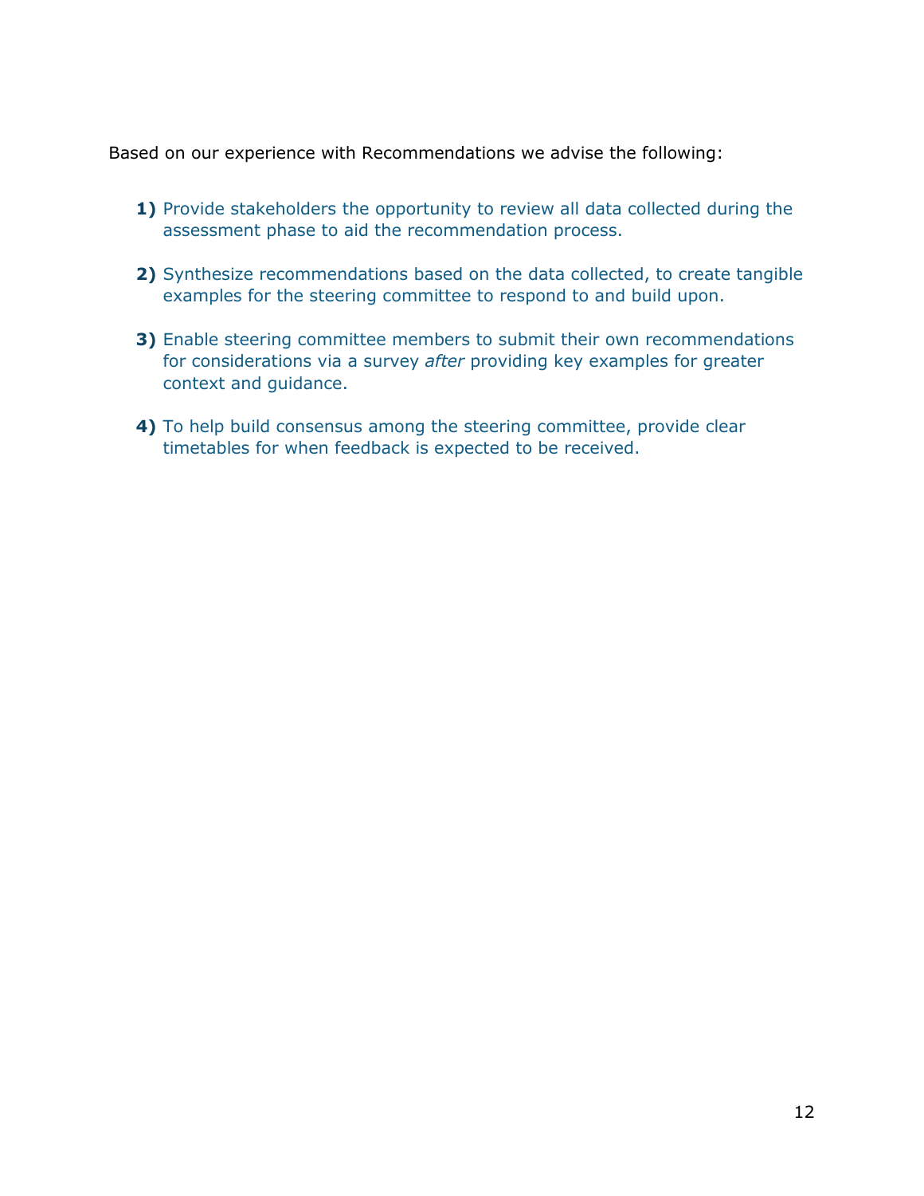Based on our experience with Recommendations we advise the following:

**1)** Provide stakeholders the opportunity to review all data collected during the assessment phase to aid the recommendation process.

**2)** Synthesize recommendations based on the data collected, to create tangible examples for the steering committee to respond to and build upon.

**3)** Enable steering committee members to submit their own recommendations for considerations via a survey *after* providing key examples for greater context and guidance.

**4)** To help build consensus among the steering committee, provide clear timetables for when feedback is expected to be received.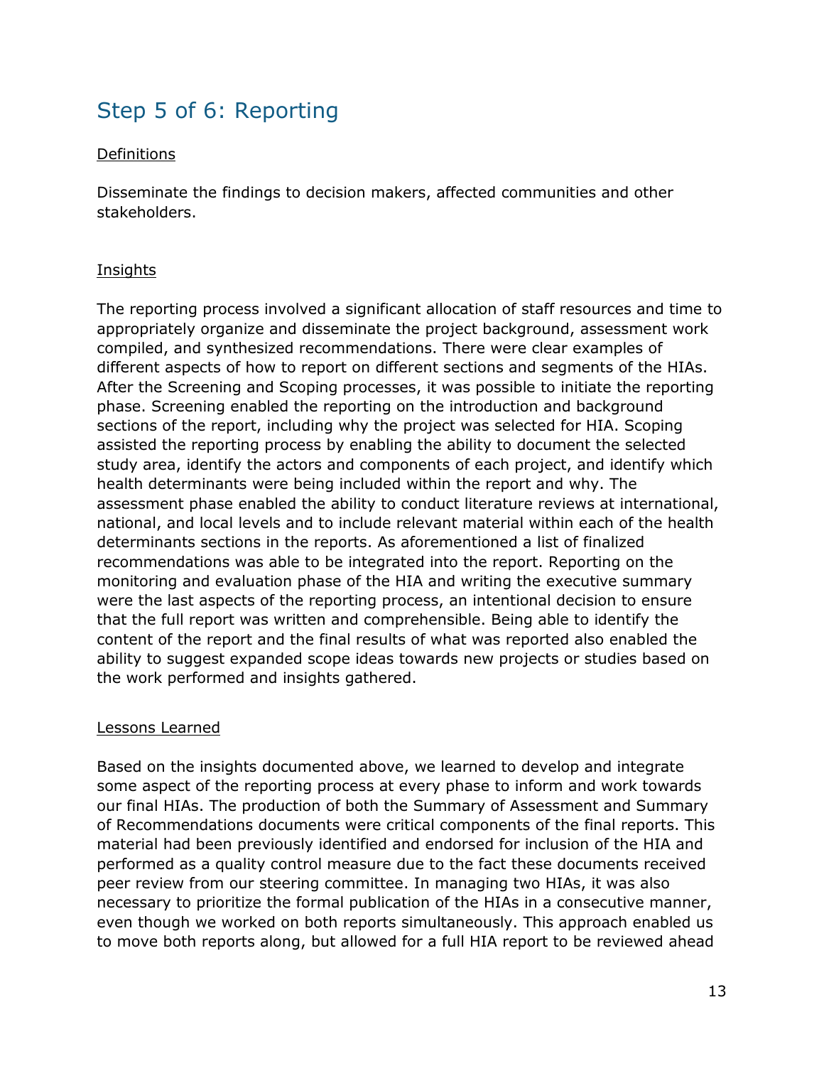## Step 5 of 6: Reporting

Definitions

Disseminate the findings to decision makers, affected communities and other stakeholders.

Insights

The reporting process involved a significant allocation of staff resources and time to appropriately organize and disseminate the project background, assessment work compiled, and synthesized recommendations. There were clear examples of different aspects of how to report on different sections and segments of the HIAs. After the Screening and Scoping processes, it was possible to initiate the reporting phase. Screening enabled the reporting on the introduction and background sections of the report, including why the project was selected for HIA. Scoping assisted the reporting process by enabling the ability to document the selected study area, identify the actors and components of each project, and identify which health determinants were being included within the report and why. The assessment phase enabled the ability to conduct literature reviews at international, national, and local levels and to include relevant material within each of the health determinants sections in the reports. As aforementioned a list of finalized recommendations was able to be integrated into the report. Reporting on the monitoring and evaluation phase of the HIA and writing the executive summary were the last aspects of the reporting process, an intentional decision to ensure that the full report was written and comprehensible. Being able to identify the content of the report and the final results of what was reported also enabled the ability to suggest expanded scope ideas towards new projects or studies based on the work performed and insights gathered.

Lessons Learned

Based on the insights documented above, we learned to develop and integrate some aspect of the reporting process at every phase to inform and work towards our final HIAs. The production of both the Summary of Assessment and Summary of Recommendations documents were critical components of the final reports. This material had been previously identified and endorsed for inclusion of the HIA and performed as a quality control measure due to the fact these documents received peer review from our steering committee. In managing two HIAs, it was also necessary to prioritize the formal publication of the HIAs in a consecutive manner, even though we worked on both reports simultaneously. This approach enabled us to move both reports along, but allowed for a full HIA report to be reviewed ahead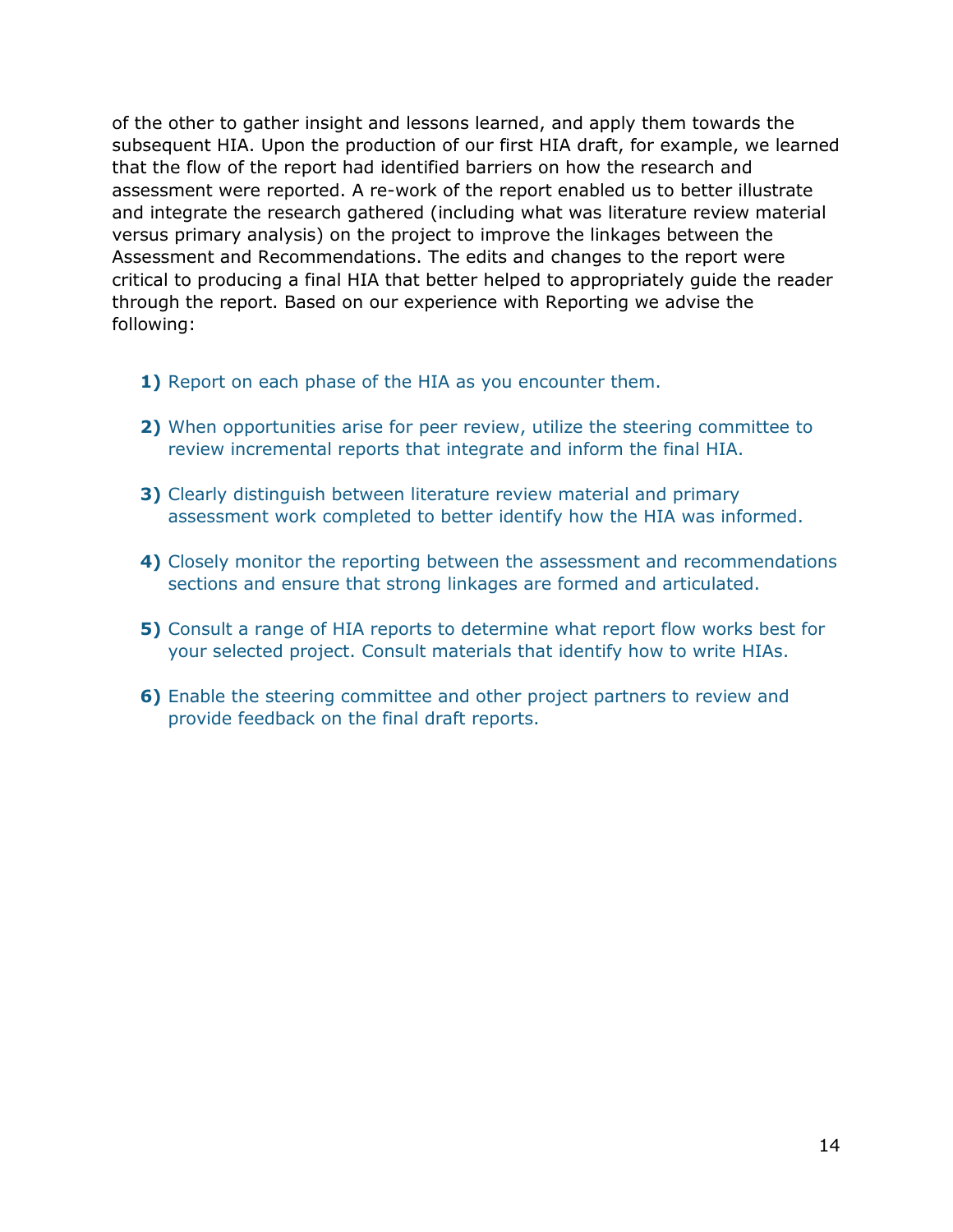of the other to gather insight and lessons learned, and apply them towards the subsequent HIA. Upon the production of our first HIA draft, for example, we learned that the flow of the report had identified barriers on how the research and assessment were reported. A re-work of the report enabled us to better illustrate and integrate the research gathered (including what was literature review material versus primary analysis) on the project to improve the linkages between the Assessment and Recommendations. The edits and changes to the report were critical to producing a final HIA that better helped to appropriately guide the reader through the report. Based on our experience with Reporting we advise the following:

**1)** Report on each phase of the HIA as you encounter them.

**2)** When opportunities arise for peer review, utilize the steering committee to review incremental reports that integrate and inform the final HIA.

**3)** Clearly distinguish between literature review material and primary assessment work completed to better identify how the HIA was informed.

**4)** Closely monitor the reporting between the assessment and recommendations sections and ensure that strong linkages are formed and articulated.

**5)** Consult a range of HIA reports to determine what report flow works best for your selected project. Consult materials that identify how to write HIAs.

**6)** Enable the steering committee and other project partners to review and provide feedback on the final draft reports.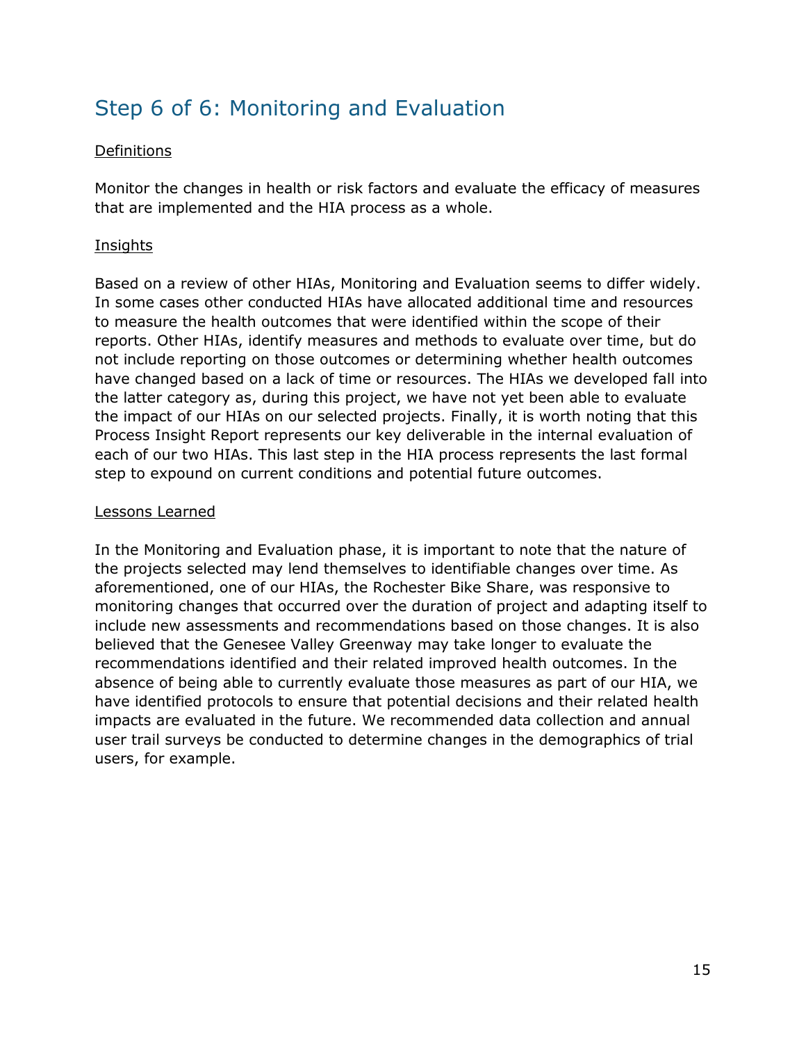## Step 6 of 6: Monitoring and Evaluation

Definitions

Monitor the changes in health or risk factors and evaluate the efficacy of measures that are implemented and the HIA process as a whole.

Insights

Based on a review of other HIAs, Monitoring and Evaluation seems to differ widely. In some cases other conducted HIAs have allocated additional time and resources to measure the health outcomes that were identified within the scope of their reports. Other HIAs, identify measures and methods to evaluate over time, but do not include reporting on those outcomes or determining whether health outcomes have changed based on a lack of time or resources. The HIAs we developed fall into the latter category as, during this project, we have not yet been able to evaluate the impact of our HIAs on our selected projects. Finally, it is worth noting that this Process Insight Report represents our key deliverable in the internal evaluation of each of our two HIAs. This last step in the HIA process represents the last formal step to expound on current conditions and potential future outcomes.

Lessons Learned

In the Monitoring and Evaluation phase, it is important to note that the nature of the projects selected may lend themselves to identifiable changes over time. As aforementioned, one of our HIAs, the Rochester Bike Share, was responsive to monitoring changes that occurred over the duration of project and adapting itself to include new assessments and recommendations based on those changes. It is also believed that the Genesee Valley Greenway may take longer to evaluate the recommendations identified and their related improved health outcomes. In the absence of being able to currently evaluate those measures as part of our HIA, we have identified protocols to ensure that potential decisions and their related health impacts are evaluated in the future. We recommended data collection and annual user trail surveys be conducted to determine changes in the demographics of trial users, for example.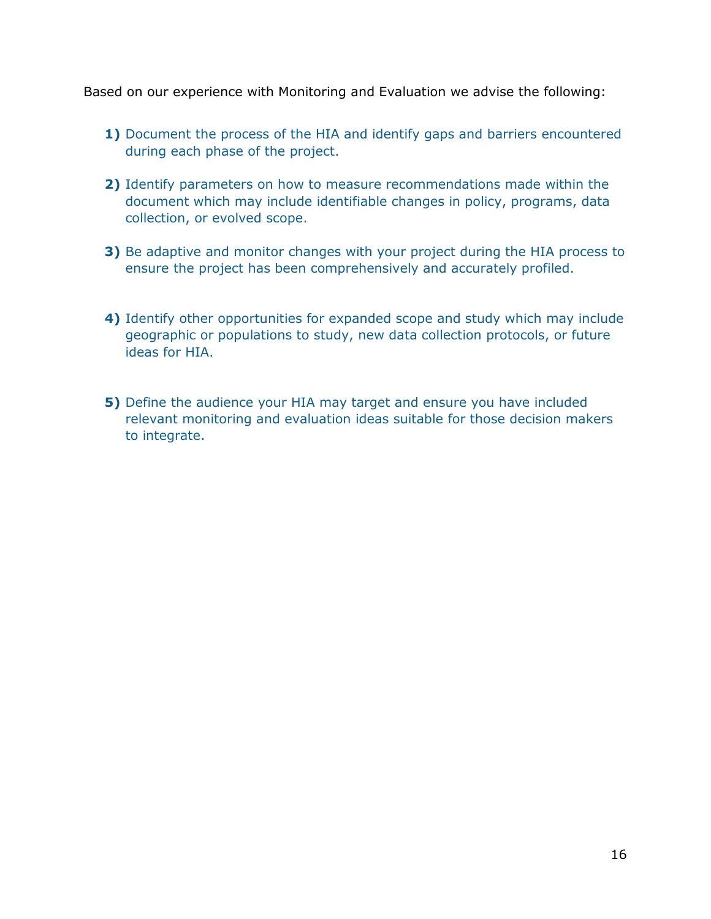Based on our experience with Monitoring and Evaluation we advise the following:

1) Document the process of the HIA and identify gaps and barriers encountered during each phase of the project.

2) Identify parameters on how to measure recommendations made within the document which may include identifiable changes in policy, programs, data collection, or evolved scope.

3) Be adaptive and monitor changes with your project during the HIA process to ensure the project has been comprehensively and accurately profiled.

4) Identify other opportunities for expanded scope and study which may include geographic or populations to study, new data collection protocols, or future ideas for HIA.

5) Define the audience your HIA may target and ensure you have included relevant monitoring and evaluation ideas suitable for those decision makers to integrate.